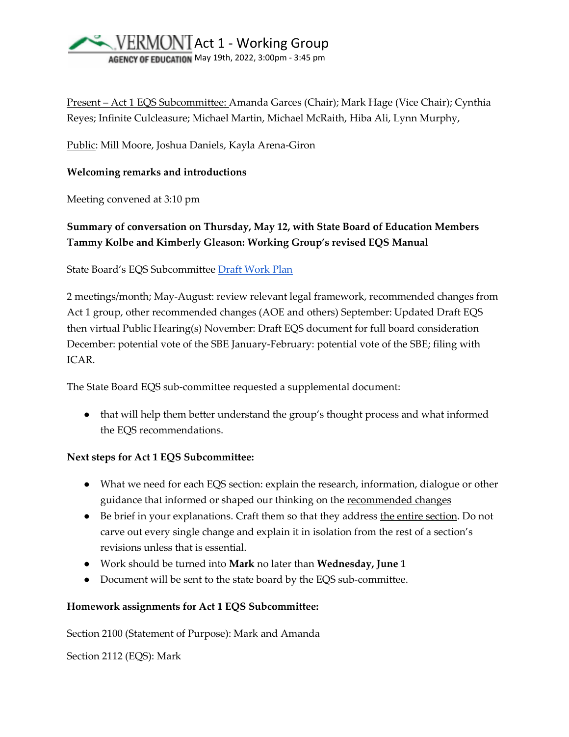# Act 1 - Working Group

May 19th, 2022, 3:00pm - 3:45 pm

Present – Act 1 EQS Subcommittee: Amanda Garces (Chair); Mark Hage (Vice Chair); Cynthia Reyes; Infinite Culcleasure; Michael Martin, Michael McRaith, Hiba Ali, Lynn Murphy,

Public: Mill Moore, Joshua Daniels, Kayla Arena-Giron

**Welcoming remarks and introductions**

Meeting convened at 3:10 pm

**Summary of conversation on Thursday, May 12, with State Board of Education Members Tammy Kolbe and Kimberly Gleason: Working Group's revised EQS Manual**

State Board's EQS Subcommittee Draft Work Plan

2 meetings/month; May-August: review relevant legal framework, recommended changes from Act 1 group, other recommended changes (AOE and others) September: Updated Draft EQS then virtual Public Hearing(s) November: Draft EQS document for full board consideration December: potential vote of the SBE January-February: potential vote of the SBE; filing with ICAR.

The State Board EQS sub-committee requested a supplemental document:

- that will help them better understand the group's thought process and what informed the EQS recommendations.

**Next steps for Act 1 EQS Subcommittee:**

- What we need for each EQS section: explain the research, information, dialogue or other guidance that informed or shaped our thinking on the recommended changes
- Be brief in your explanations. Craft them so that they address the entire section. Do not carve out every single change and explain it in isolation from the rest of a section's revisions unless that is essential.
- Work should be turned into **Mark** no later than **Wednesday, June 1**
- Document will be sent to the state board by the EQS sub-committee.

**Homework assignments for Act 1 EQS Subcommittee:**

Section 2100 (Statement of Purpose): Mark and Amanda

Section 2112 (EQS): Mark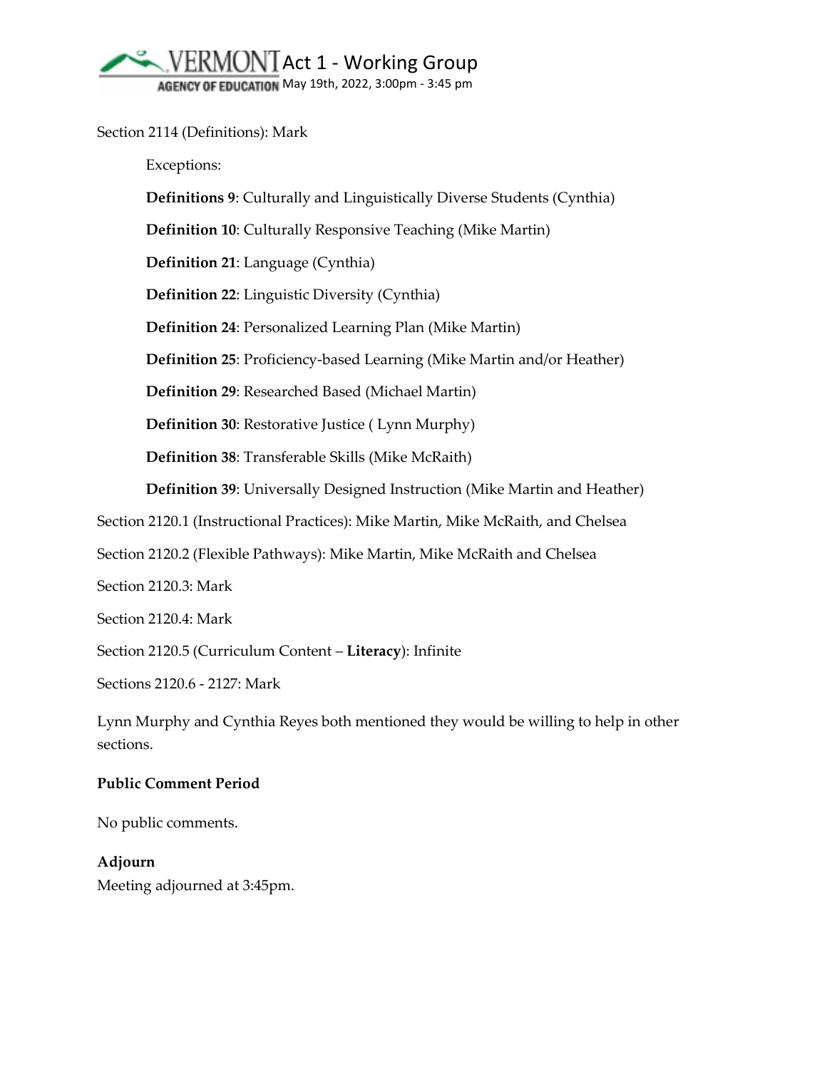Section 2114 (Definitions): Mark

Exceptions:

**Definitions 9**: Culturally and Linguistically Diverse Students (Cynthia)

**Definition 10**: Culturally Responsive Teaching (Mike Martin)

**Definition 21**: Language (Cynthia)

**Definition 22**: Linguistic Diversity (Cynthia)

**Definition 24**: Personalized Learning Plan (Mike Martin)

**Definition 25**: Proficiency-based Learning (Mike Martin and/or Heather)

**Definition 29**: Researched Based (Michael Martin)

**Definition 30**: Restorative Justice ( Lynn Murphy)

**Definition 38**: Transferable Skills (Mike McRaith)

**Definition 39**: Universally Designed Instruction (Mike Martin and Heather)

Section 2120.1 (Instructional Practices): Mike Martin, Mike McRaith, and Chelsea

Section 2120.2 (Flexible Pathways): Mike Martin, Mike McRaith and Chelsea

Section 2120.3: Mark

Section 2120.4: Mark

Section 2120.5 (Curriculum Content – **Literacy**): Infinite

Sections 2120.6 - 2127: Mark

Lynn Murphy and Cynthia Reyes both mentioned they would be willing to help in other sections.

**Public Comment Period**

No public comments.

**Adjourn**

Meeting adjourned at 3:45pm.